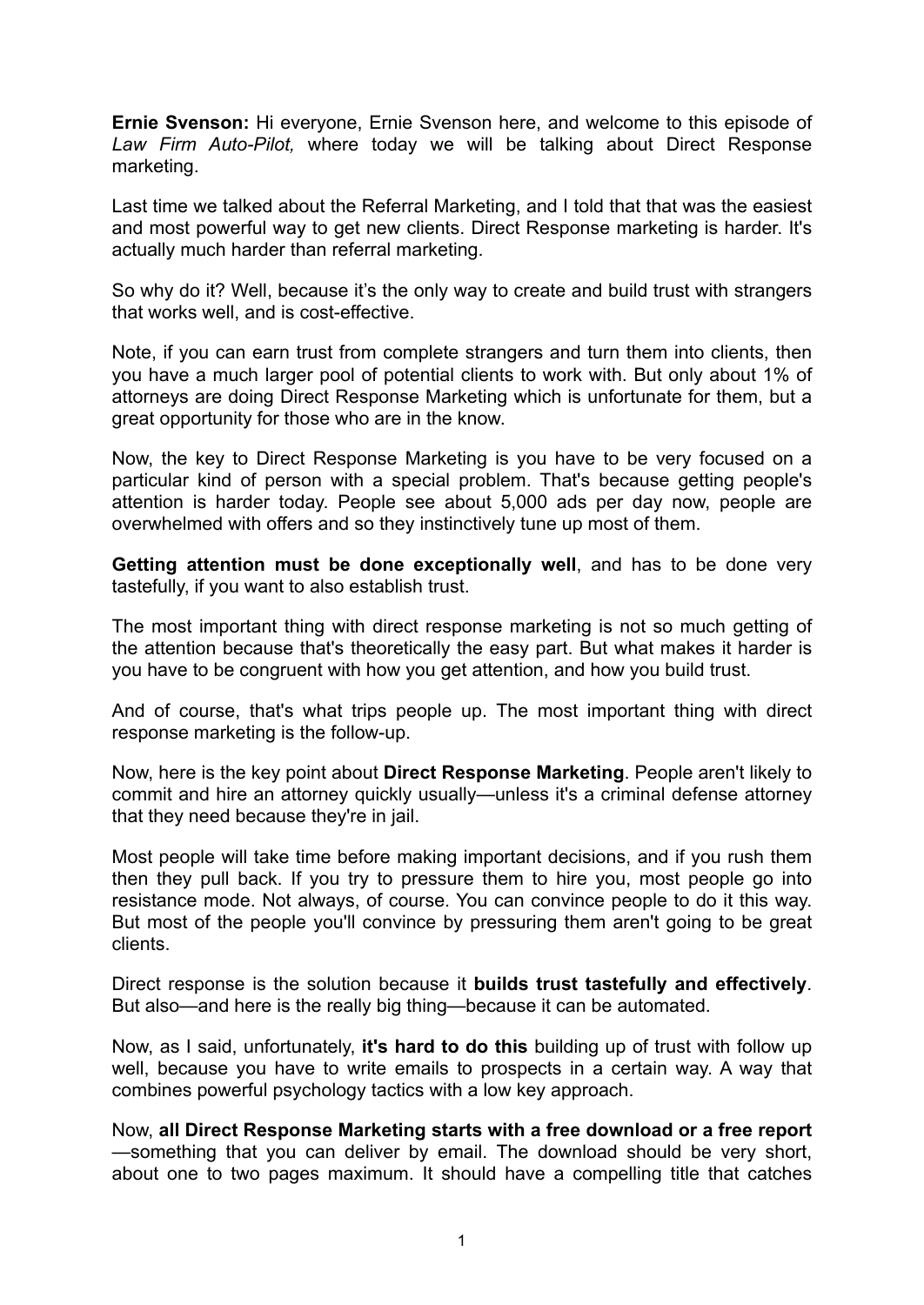**Ernie Svenson:** Hi everyone, Ernie Svenson here, and welcome to this episode of *Law Firm Auto-Pilot,* where today we will be talking about Direct Response marketing.

Last time we talked about the Referral Marketing, and I told that that was the easiest and most powerful way to get new clients. Direct Response marketing is harder. It's actually much harder than referral marketing.

So why do it? Well, because it's the only way to create and build trust with strangers that works well, and is cost-effective.

Note, if you can earn trust from complete strangers and turn them into clients, then you have a much larger pool of potential clients to work with. But only about 1% of attorneys are doing Direct Response Marketing which is unfortunate for them, but a great opportunity for those who are in the know.

Now, the key to Direct Response Marketing is you have to be very focused on a particular kind of person with a special problem. That's because getting people's attention is harder today. People see about 5,000 ads per day now, people are overwhelmed with offers and so they instinctively tune up most of them.

**Getting attention must be done exceptionally well**, and has to be done very tastefully, if you want to also establish trust.

The most important thing with direct response marketing is not so much getting of the attention because that's theoretically the easy part. But what makes it harder is you have to be congruent with how you get attention, and how you build trust.

And of course, that's what trips people up. The most important thing with direct response marketing is the follow-up.

Now, here is the key point about **Direct Response Marketing**. People aren't likely to commit and hire an attorney quickly usually—unless it's a criminal defense attorney that they need because they're in jail.

Most people will take time before making important decisions, and if you rush them then they pull back. If you try to pressure them to hire you, most people go into resistance mode. Not always, of course. You can convince people to do it this way. But most of the people you'll convince by pressuring them aren't going to be great clients.

Direct response is the solution because it **builds trust tastefully and effectively**. But also—and here is the really big thing—because it can be automated.

Now, as I said, unfortunately, **it's hard to do this** building up of trust with follow up well, because you have to write emails to prospects in a certain way. A way that combines powerful psychology tactics with a low key approach.

Now, **all Direct Response Marketing starts with a free download or a free report**—something that you can deliver by email. The download should be very short, about one to two pages maximum. It should have a compelling title that catches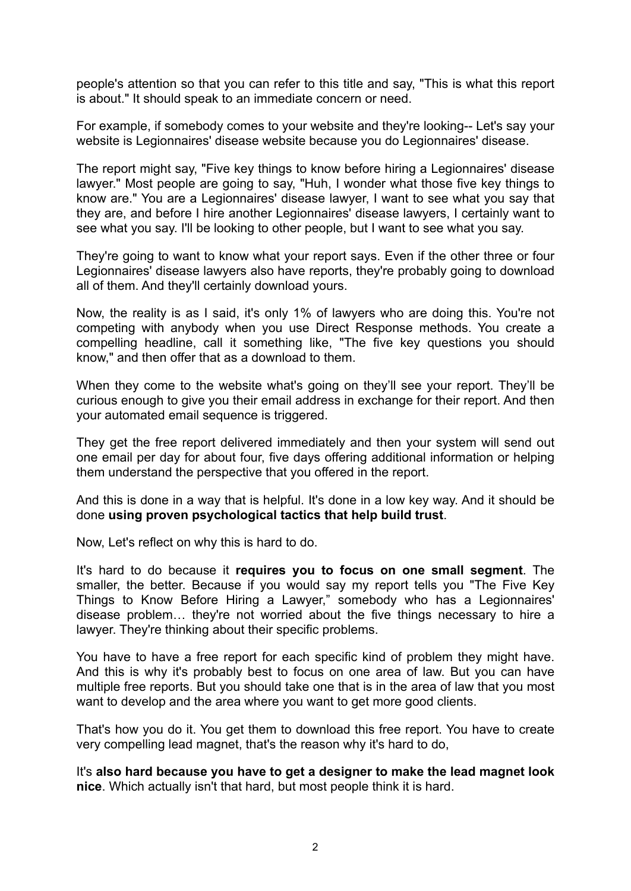people's attention so that you can refer to this title and say, "This is what this report is about." It should speak to an immediate concern or need.

For example, if somebody comes to your website and they're looking-- Let's say your website is Legionnaires' disease website because you do Legionnaires' disease.

The report might say, "Five key things to know before hiring a Legionnaires' disease lawyer." Most people are going to say, "Huh, I wonder what those five key things to know are." You are a Legionnaires' disease lawyer, I want to see what you say that they are, and before I hire another Legionnaires' disease lawyers, I certainly want to see what you say. I'll be looking to other people, but I want to see what you say.

They're going to want to know what your report says. Even if the other three or four Legionnaires' disease lawyers also have reports, they're probably going to download all of them. And they'll certainly download yours.

Now, the reality is as I said, it's only 1% of lawyers who are doing this. You're not competing with anybody when you use Direct Response methods. You create a compelling headline, call it something like, "The five key questions you should know," and then offer that as a download to them.

When they come to the website what's going on they'll see your report. They'll be curious enough to give you their email address in exchange for their report. And then your automated email sequence is triggered.

They get the free report delivered immediately and then your system will send out one email per day for about four, five days offering additional information or helping them understand the perspective that you offered in the report.

And this is done in a way that is helpful. It's done in a low key way. And it should be done **using proven psychological tactics that help build trust**.

Now, Let's reflect on why this is hard to do.

It's hard to do because it **requires you to focus on one small segment**. The smaller, the better. Because if you would say my report tells you "The Five Key Things to Know Before Hiring a Lawyer," somebody who has a Legionnaires' disease problem… they're not worried about the five things necessary to hire a lawyer. They're thinking about their specific problems.

You have to have a free report for each specific kind of problem they might have. And this is why it's probably best to focus on one area of law. But you can have multiple free reports. But you should take one that is in the area of law that you most want to develop and the area where you want to get more good clients.

That's how you do it. You get them to download this free report. You have to create very compelling lead magnet, that's the reason why it's hard to do,

It's **also hard because you have to get a designer to make the lead magnet look nice**. Which actually isn't that hard, but most people think it is hard.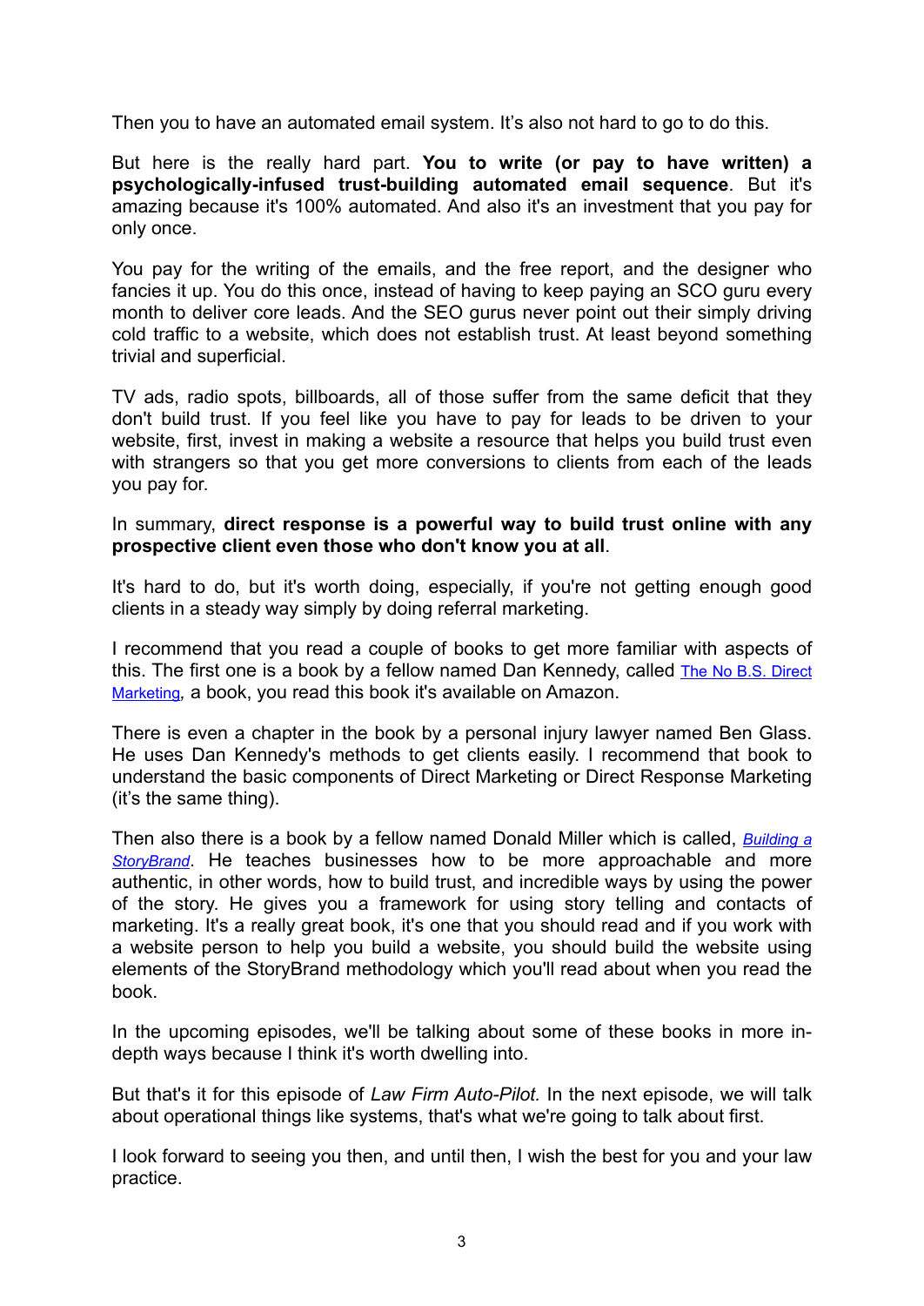Then you to have an automated email system. It's also not hard to go to do this.

But here is the really hard part. **You to write (or pay to have written) a psychologically-infused trust-building automated email sequence**. But it's amazing because it's 100% automated. And also it's an investment that you pay for only once.

You pay for the writing of the emails, and the free report, and the designer who fancies it up. You do this once, instead of having to keep paying an SCO guru every month to deliver core leads. And the SEO gurus never point out their simply driving cold traffic to a website, which does not establish trust. At least beyond something trivial and superficial.

TV ads, radio spots, billboards, all of those suffer from the same deficit that they don't build trust. If you feel like you have to pay for leads to be driven to your website, first, invest in making a website a resource that helps you build trust even with strangers so that you get more conversions to clients from each of the leads you pay for.

In summary, **direct response is a powerful way to build trust online with any prospective client even those who don't know you at all**.

It's hard to do, but it's worth doing, especially, if you're not getting enough good clients in a steady way simply by doing referral marketing.

I recommend that you read a couple of books to get more familiar with aspects of this. The first one is a book by a fellow named Dan Kennedy, called The No B.S. Direct Marketing, a book, you read this book it's available on Amazon.

There is even a chapter in the book by a personal injury lawyer named Ben Glass. He uses Dan Kennedy's methods to get clients easily. I recommend that book to understand the basic components of Direct Marketing or Direct Response Marketing (it's the same thing).

Then also there is a book by a fellow named Donald Miller which is called, *Building a StoryBrand*. He teaches businesses how to be more approachable and more authentic, in other words, how to build trust, and incredible ways by using the power of the story. He gives you a framework for using story telling and contacts of marketing. It's a really great book, it's one that you should read and if you work with a website person to help you build a website, you should build the website using elements of the StoryBrand methodology which you'll read about when you read the book.

In the upcoming episodes, we'll be talking about some of these books in more in-depth ways because I think it's worth dwelling into.

But that's it for this episode of *Law Firm Auto-Pilot.* In the next episode, we will talk about operational things like systems, that's what we're going to talk about first.

I look forward to seeing you then, and until then, I wish the best for you and your law practice.